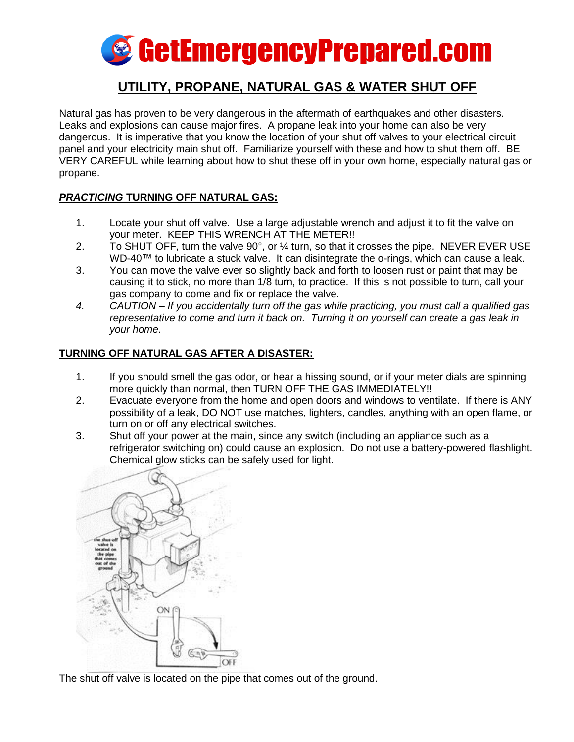# GetEmergencyPrepared.com

## UTILITY, PROPANE, NATURAL GAS & WATER SHUT OFF

Natural gas has proven to be very dangerous in the aftermath of earthquakes and other disasters. Leaks and explosions can cause major fires. A propane leak into your home can also be very dangerous. It is imperative that you know the location of your shut off valves to your electrical circuit panel and your electricity main shut off. Familiarize yourself with these and how to shut them off. BE VERY CAREFUL while learning about how to shut these off in your own home, especially natural gas or propane.

### ***PRACTICING*** TURNING OFF NATURAL GAS:

1. Locate your shut off valve. Use a large adjustable wrench and adjust it to fit the valve on your meter. KEEP THIS WRENCH AT THE METER!!
2. To SHUT OFF, turn the valve 90°, or ¼ turn, so that it crosses the pipe. NEVER EVER USE WD-40™ to lubricate a stuck valve. It can disintegrate the o-rings, which can cause a leak.
3. You can move the valve ever so slightly back and forth to loosen rust or paint that may be causing it to stick, no more than 1/8 turn, to practice. If this is not possible to turn, call your gas company to come and fix or replace the valve.
4. *CAUTION – If you accidentally turn off the gas while practicing, you must call a qualified gas representative to come and turn it back on. Turning it on yourself can create a gas leak in your home.*

### TURNING OFF NATURAL GAS AFTER A DISASTER:

1. If you should smell the gas odor, or hear a hissing sound, or if your meter dials are spinning more quickly than normal, then TURN OFF THE GAS IMMEDIATELY!!
2. Evacuate everyone from the home and open doors and windows to ventilate. If there is ANY possibility of a leak, DO NOT use matches, lighters, candles, anything with an open flame, or turn on or off any electrical switches.
3. Shut off your power at the main, since any switch (including an appliance such as a refrigerator switching on) could cause an explosion. Do not use a battery-powered flashlight. Chemical glow sticks can be safely used for light.

The shut off valve is located on the pipe that comes out of the ground.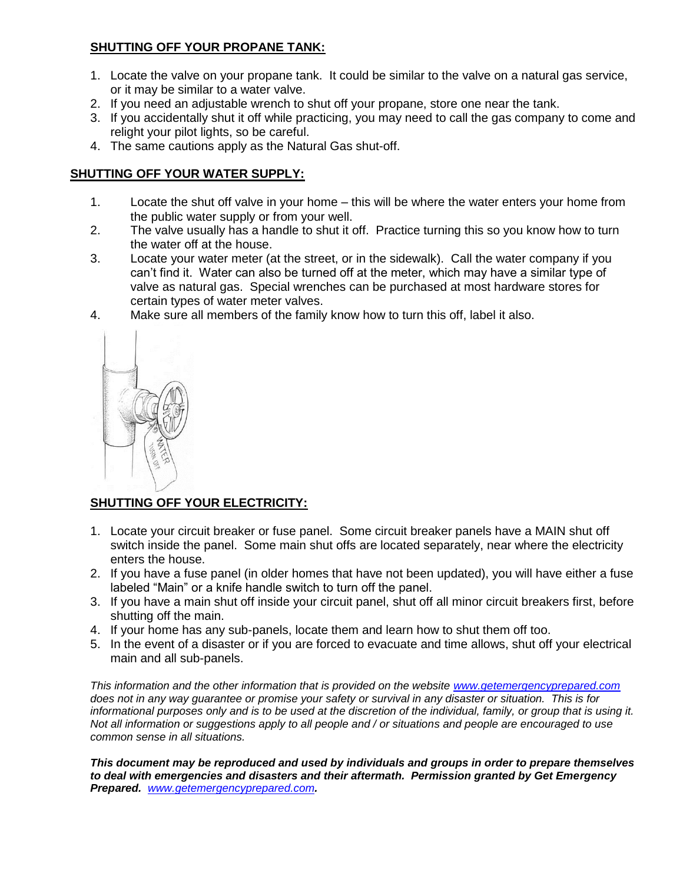## SHUTTING OFF YOUR PROPANE TANK:

1. Locate the valve on your propane tank. It could be similar to the valve on a natural gas service, or it may be similar to a water valve.
2. If you need an adjustable wrench to shut off your propane, store one near the tank.
3. If you accidentally shut it off while practicing, you may need to call the gas company to come and relight your pilot lights, so be careful.
4. The same cautions apply as the Natural Gas shut-off.

## SHUTTING OFF YOUR WATER SUPPLY:

1. Locate the shut off valve in your home – this will be where the water enters your home from the public water supply or from your well.
2. The valve usually has a handle to shut it off. Practice turning this so you know how to turn the water off at the house.
3. Locate your water meter (at the street, or in the sidewalk). Call the water company if you can't find it. Water can also be turned off at the meter, which may have a similar type of valve as natural gas. Special wrenches can be purchased at most hardware stores for certain types of water meter valves.
4. Make sure all members of the family know how to turn this off, label it also.

## SHUTTING OFF YOUR ELECTRICITY:

1. Locate your circuit breaker or fuse panel. Some circuit breaker panels have a MAIN shut off switch inside the panel. Some main shut offs are located separately, near where the electricity enters the house.
2. If you have a fuse panel (in older homes that have not been updated), you will have either a fuse labeled "Main" or a knife handle switch to turn off the panel.
3. If you have a main shut off inside your circuit panel, shut off all minor circuit breakers first, before shutting off the main.
4. If your home has any sub-panels, locate them and learn how to shut them off too.
5. In the event of a disaster or if you are forced to evacuate and time allows, shut off your electrical main and all sub-panels.

*This information and the other information that is provided on the website www.getemergencyprepared.com does not in any way guarantee or promise your safety or survival in any disaster or situation. This is for informational purposes only and is to be used at the discretion of the individual, family, or group that is using it. Not all information or suggestions apply to all people and / or situations and people are encouraged to use common sense in all situations.*

***This document may be reproduced and used by individuals and groups in order to prepare themselves to deal with emergencies and disasters and their aftermath. Permission granted by Get Emergency Prepared. www.getemergencyprepared.com.***